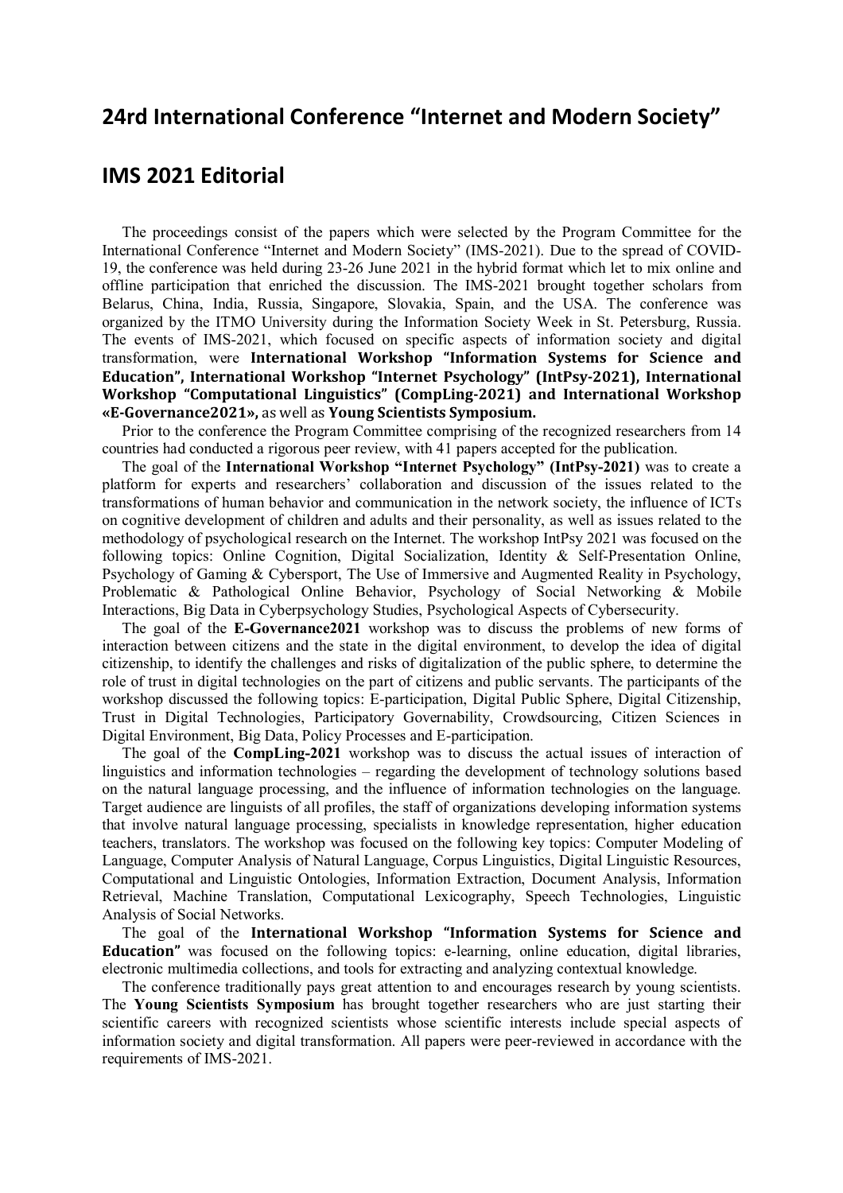# 24rd International Conference "Internet and Modern Society"

# IMS 2021 Editorial

The proceedings consist of the papers which were selected by the Program Committee for the International Conference "Internet and Modern Society" (IMS-2021). Due to the spread of COVID-19, the conference was held during 23-26 June 2021 in the hybrid format which let to mix online and offline participation that enriched the discussion. The IMS-2021 brought together scholars from Belarus, China, India, Russia, Singapore, Slovakia, Spain, and the USA. The conference was organized by the ITMO University during the Information Society Week in St. Petersburg, Russia. The events of IMS-2021, which focused on specific aspects of information society and digital transformation, were **International Workshop "Information Systems for Science and Education", International Workshop "Internet Psychology" (IntPsy-2021), International Workshop "Computational Linguistics" (CompLing-2021) and International Workshop «E-Governance2021»,** as well as **Young Scientists Symposium.**

Prior to the conference the Program Committee comprising of the recognized researchers from 14 countries had conducted a rigorous peer review, with 41 papers accepted for the publication.

The goal of the **International Workshop "Internet Psychology" (IntPsy-2021)** was to create a platform for experts and researchers' collaboration and discussion of the issues related to the transformations of human behavior and communication in the network society, the influence of ICTs on cognitive development of children and adults and their personality, as well as issues related to the methodology of psychological research on the Internet. The workshop IntPsy 2021 was focused on the following topics: Online Cognition, Digital Socialization, Identity & Self-Presentation Online, Psychology of Gaming & Cybersport, The Use of Immersive and Augmented Reality in Psychology, Problematic & Pathological Online Behavior, Psychology of Social Networking & Mobile Interactions, Big Data in Cyberpsychology Studies, Psychological Aspects of Cybersecurity.

The goal of the **E-Governance2021** workshop was to discuss the problems of new forms of interaction between citizens and the state in the digital environment, to develop the idea of digital citizenship, to identify the challenges and risks of digitalization of the public sphere, to determine the role of trust in digital technologies on the part of citizens and public servants. The participants of the workshop discussed the following topics: E-participation, Digital Public Sphere, Digital Citizenship, Trust in Digital Technologies, Participatory Governability, Crowdsourcing, Citizen Sciences in Digital Environment, Big Data, Policy Processes and E-participation.

The goal of the **CompLing-2021** workshop was to discuss the actual issues of interaction of linguistics and information technologies – regarding the development of technology solutions based on the natural language processing, and the influence of information technologies on the language. Target audience are linguists of all profiles, the staff of organizations developing information systems that involve natural language processing, specialists in knowledge representation, higher education teachers, translators. The workshop was focused on the following key topics: Computer Modeling of Language, Computer Analysis of Natural Language, Corpus Linguistics, Digital Linguistic Resources, Computational and Linguistic Ontologies, Information Extraction, Document Analysis, Information Retrieval, Machine Translation, Computational Lexicography, Speech Technologies, Linguistic Analysis of Social Networks.

The goal of the **International Workshop "Information Systems for Science and Education"** was focused on the following topics: e-learning, online education, digital libraries, electronic multimedia collections, and tools for extracting and analyzing contextual knowledge.

The conference traditionally pays great attention to and encourages research by young scientists. The **Young Scientists Symposium** has brought together researchers who are just starting their scientific careers with recognized scientists whose scientific interests include special aspects of information society and digital transformation. All papers were peer-reviewed in accordance with the requirements of IMS-2021.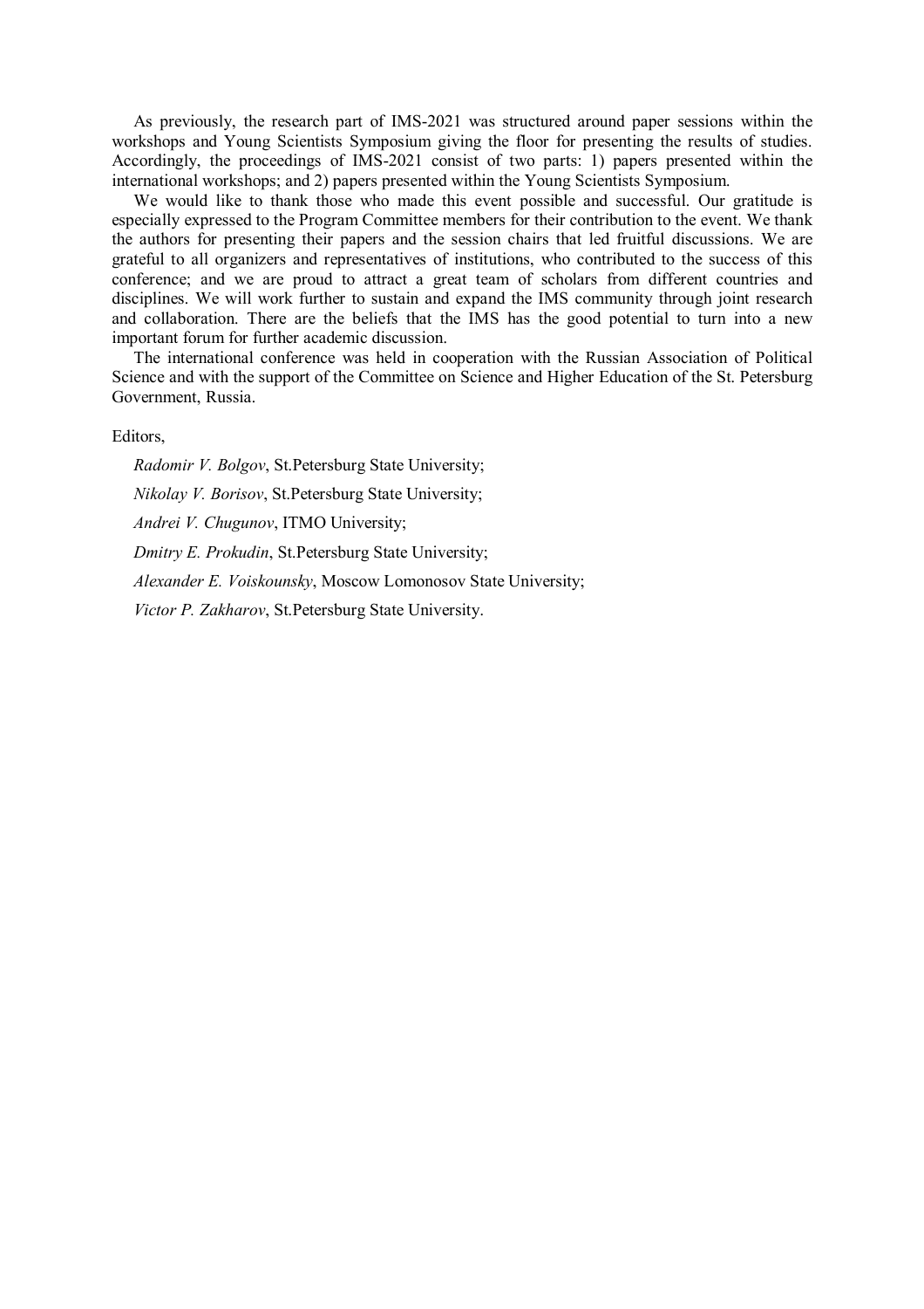As previously, the research part of IMS-2021 was structured around paper sessions within the workshops and Young Scientists Symposium giving the floor for presenting the results of studies. Accordingly, the proceedings of IMS-2021 consist of two parts: 1) papers presented within the international workshops; and 2) papers presented within the Young Scientists Symposium.

We would like to thank those who made this event possible and successful. Our gratitude is especially expressed to the Program Committee members for their contribution to the event. We thank the authors for presenting their papers and the session chairs that led fruitful discussions. We are grateful to all organizers and representatives of institutions, who contributed to the success of this conference; and we are proud to attract a great team of scholars from different countries and disciplines. We will work further to sustain and expand the IMS community through joint research and collaboration. There are the beliefs that the IMS has the good potential to turn into a new important forum for further academic discussion.

The international conference was held in cooperation with the Russian Association of Political Science and with the support of the Committee on Science and Higher Education of the St. Petersburg Government, Russia.

Editors,

*Radomir V. Bolgov*, St.Petersburg State University;

*Nikolay V. Borisov*, St.Petersburg State University;

*Andrei V. Chugunov*, ITMO University;

*Dmitry E. Prokudin*, St.Petersburg State University;

*Alexander E. Voiskounsky*, Moscow Lomonosov State University;

*Victor P. Zakharov*, St.Petersburg State University.